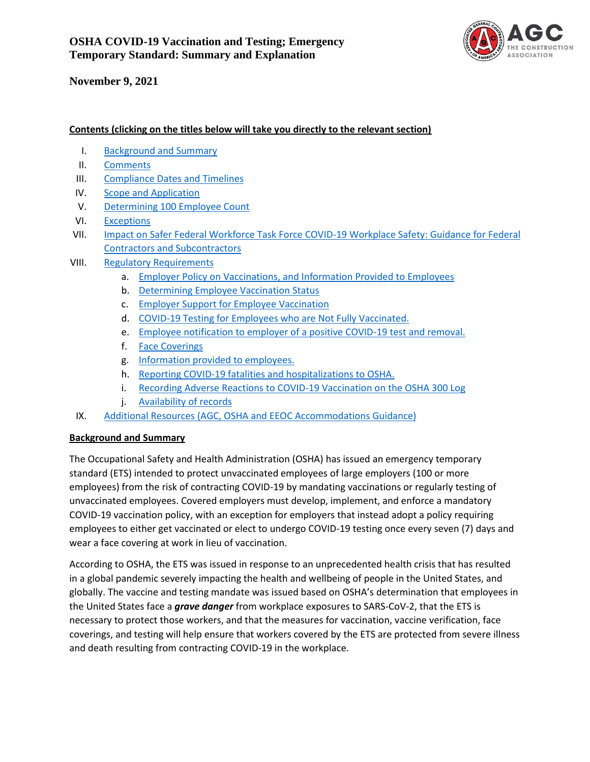# OSHA COVID-19 Vaccination and Testing; Emergency Temporary Standard: Summary and Explanation

**November 9, 2021**

**Contents (clicking on the titles below will take you directly to the relevant section)**

I. Background and Summary
II. Comments
III. Compliance Dates and Timelines
IV. Scope and Application
V. Determining 100 Employee Count
VI. Exceptions
VII. Impact on Safer Federal Workforce Task Force COVID-19 Workplace Safety: Guidance for Federal Contractors and Subcontractors
VIII. Regulatory Requirements
   a. Employer Policy on Vaccinations, and Information Provided to Employees
   b. Determining Employee Vaccination Status
   c. Employer Support for Employee Vaccination
   d. COVID-19 Testing for Employees who are Not Fully Vaccinated.
   e. Employee notification to employer of a positive COVID-19 test and removal.
   f. Face Coverings
   g. Information provided to employees.
   h. Reporting COVID-19 fatalities and hospitalizations to OSHA.
   i. Recording Adverse Reactions to COVID-19 Vaccination on the OSHA 300 Log
   j. Availability of records
IX. Additional Resources (AGC, OSHA and EEOC Accommodations Guidance)

## Background and Summary

The Occupational Safety and Health Administration (OSHA) has issued an emergency temporary standard (ETS) intended to protect unvaccinated employees of large employers (100 or more employees) from the risk of contracting COVID-19 by mandating vaccinations or regularly testing of unvaccinated employees. Covered employers must develop, implement, and enforce a mandatory COVID-19 vaccination policy, with an exception for employers that instead adopt a policy requiring employees to either get vaccinated or elect to undergo COVID-19 testing once every seven (7) days and wear a face covering at work in lieu of vaccination.

According to OSHA, the ETS was issued in response to an unprecedented health crisis that has resulted in a global pandemic severely impacting the health and wellbeing of people in the United States, and globally. The vaccine and testing mandate was issued based on OSHA's determination that employees in the United States face a ***grave danger*** from workplace exposures to SARS-CoV-2, that the ETS is necessary to protect those workers, and that the measures for vaccination, vaccine verification, face coverings, and testing will help ensure that workers covered by the ETS are protected from severe illness and death resulting from contracting COVID-19 in the workplace.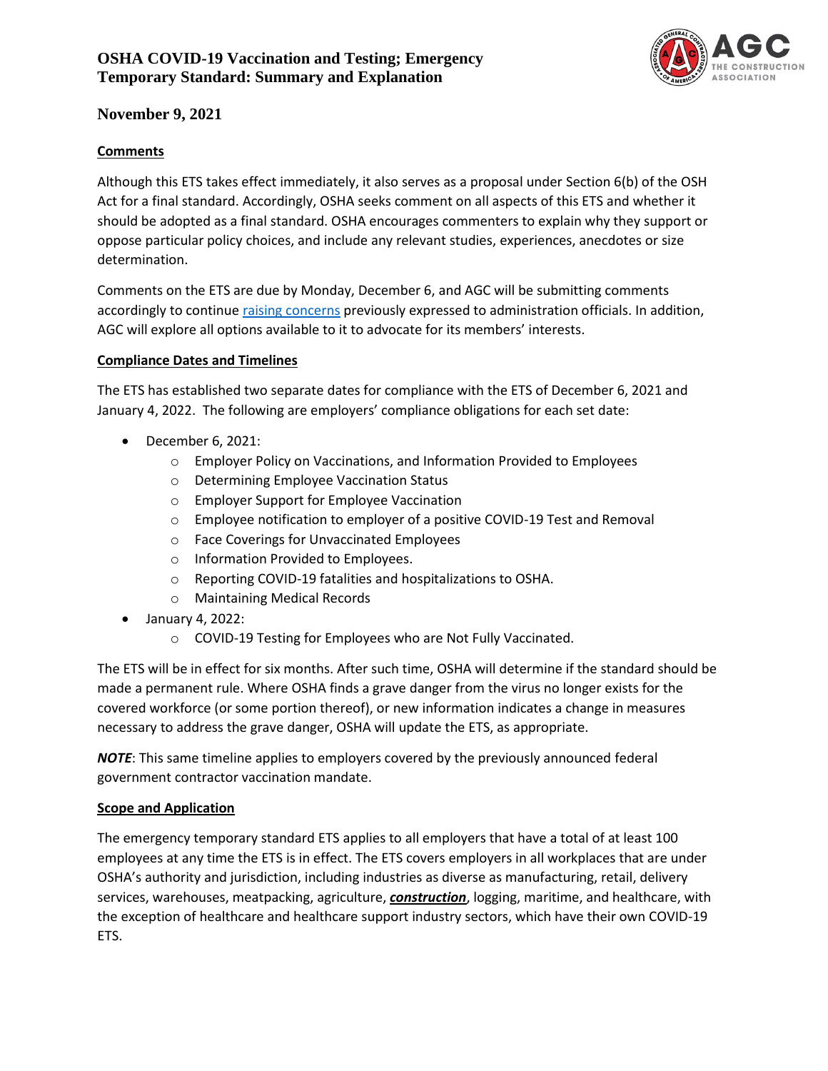## Comments

Although this ETS takes effect immediately, it also serves as a proposal under Section 6(b) of the OSH Act for a final standard. Accordingly, OSHA seeks comment on all aspects of this ETS and whether it should be adopted as a final standard. OSHA encourages commenters to explain why they support or oppose particular policy choices, and include any relevant studies, experiences, anecdotes or size determination.

Comments on the ETS are due by Monday, December 6, and AGC will be submitting comments accordingly to continue raising concerns previously expressed to administration officials. In addition, AGC will explore all options available to it to advocate for its members' interests.

## Compliance Dates and Timelines

The ETS has established two separate dates for compliance with the ETS of December 6, 2021 and January 4, 2022. The following are employers' compliance obligations for each set date:

- December 6, 2021:
  - Employer Policy on Vaccinations, and Information Provided to Employees
  - Determining Employee Vaccination Status
  - Employer Support for Employee Vaccination
  - Employee notification to employer of a positive COVID-19 Test and Removal
  - Face Coverings for Unvaccinated Employees
  - Information Provided to Employees.
  - Reporting COVID-19 fatalities and hospitalizations to OSHA.
  - Maintaining Medical Records
- January 4, 2022:
  - COVID-19 Testing for Employees who are Not Fully Vaccinated.

The ETS will be in effect for six months. After such time, OSHA will determine if the standard should be made a permanent rule. Where OSHA finds a grave danger from the virus no longer exists for the covered workforce (or some portion thereof), or new information indicates a change in measures necessary to address the grave danger, OSHA will update the ETS, as appropriate.

***NOTE***: This same timeline applies to employers covered by the previously announced federal government contractor vaccination mandate.

## Scope and Application

The emergency temporary standard ETS applies to all employers that have a total of at least 100 employees at any time the ETS is in effect. The ETS covers employers in all workplaces that are under OSHA's authority and jurisdiction, including industries as diverse as manufacturing, retail, delivery services, warehouses, meatpacking, agriculture, ***construction***, logging, maritime, and healthcare, with the exception of healthcare and healthcare support industry sectors, which have their own COVID-19 ETS.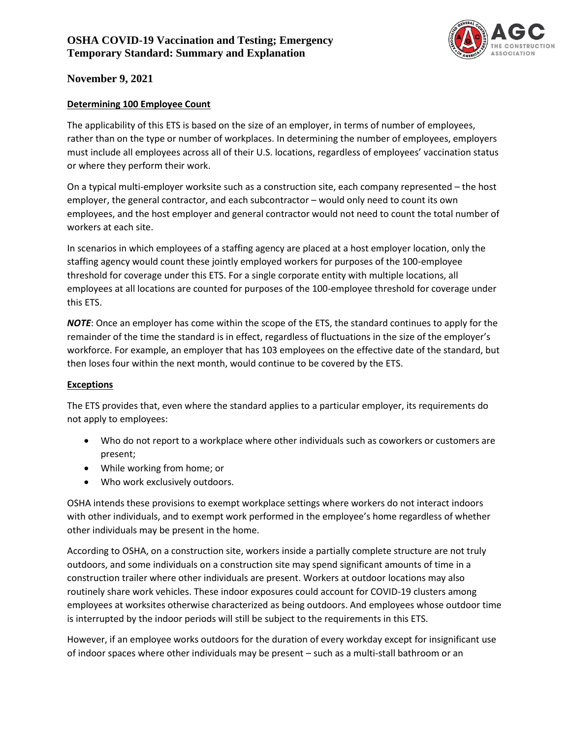### Determining 100 Employee Count

The applicability of this ETS is based on the size of an employer, in terms of number of employees, rather than on the type or number of workplaces. In determining the number of employees, employers must include all employees across all of their U.S. locations, regardless of employees' vaccination status or where they perform their work.

On a typical multi-employer worksite such as a construction site, each company represented – the host employer, the general contractor, and each subcontractor – would only need to count its own employees, and the host employer and general contractor would not need to count the total number of workers at each site.

In scenarios in which employees of a staffing agency are placed at a host employer location, only the staffing agency would count these jointly employed workers for purposes of the 100-employee threshold for coverage under this ETS. For a single corporate entity with multiple locations, all employees at all locations are counted for purposes of the 100-employee threshold for coverage under this ETS.

***NOTE***: Once an employer has come within the scope of the ETS, the standard continues to apply for the remainder of the time the standard is in effect, regardless of fluctuations in the size of the employer's workforce. For example, an employer that has 103 employees on the effective date of the standard, but then loses four within the next month, would continue to be covered by the ETS.

### Exceptions

The ETS provides that, even where the standard applies to a particular employer, its requirements do not apply to employees:

- Who do not report to a workplace where other individuals such as coworkers or customers are present;
- While working from home; or
- Who work exclusively outdoors.

OSHA intends these provisions to exempt workplace settings where workers do not interact indoors with other individuals, and to exempt work performed in the employee's home regardless of whether other individuals may be present in the home.

According to OSHA, on a construction site, workers inside a partially complete structure are not truly outdoors, and some individuals on a construction site may spend significant amounts of time in a construction trailer where other individuals are present. Workers at outdoor locations may also routinely share work vehicles. These indoor exposures could account for COVID-19 clusters among employees at worksites otherwise characterized as being outdoors. And employees whose outdoor time is interrupted by the indoor periods will still be subject to the requirements in this ETS.

However, if an employee works outdoors for the duration of every workday except for insignificant use of indoor spaces where other individuals may be present – such as a multi-stall bathroom or an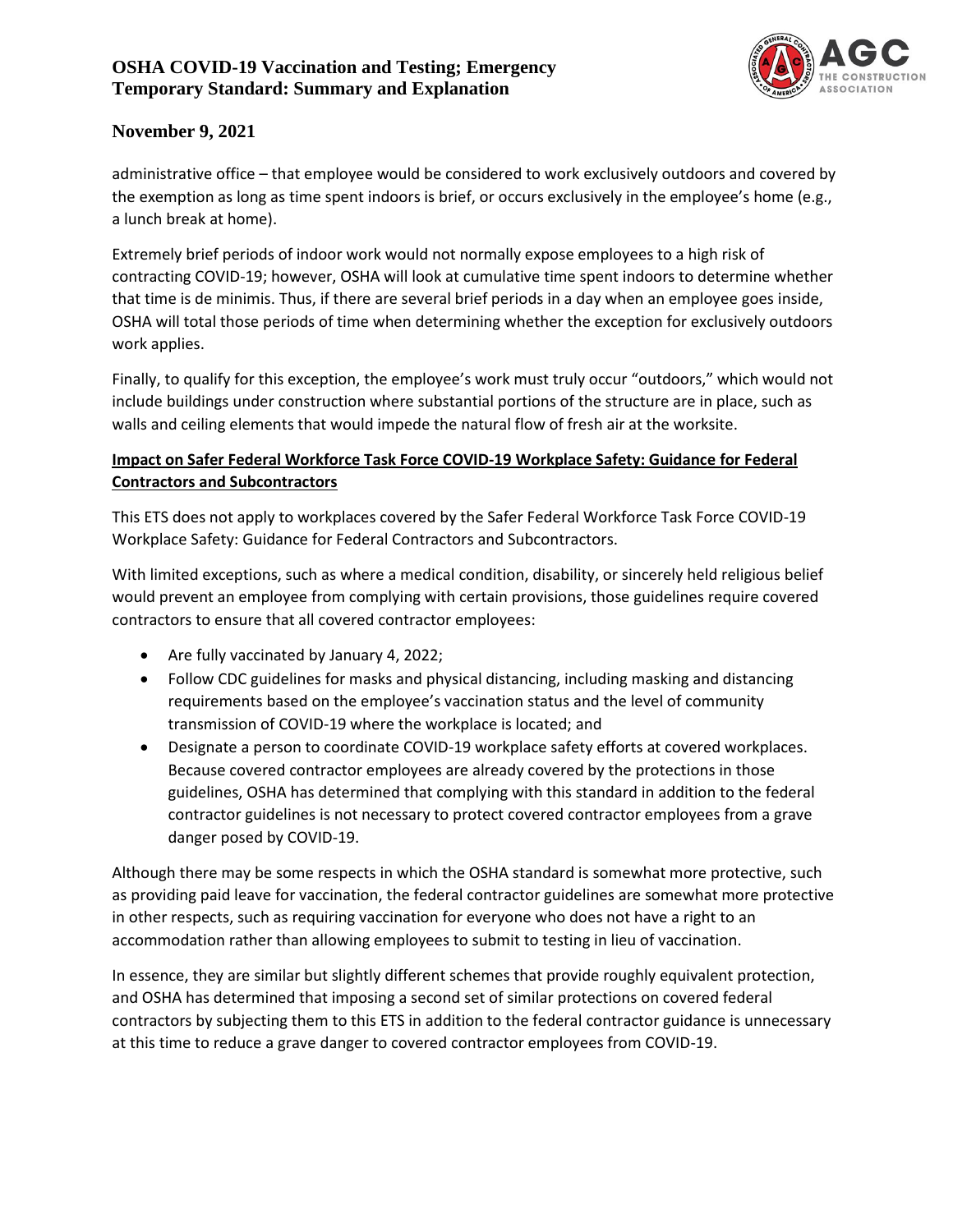administrative office – that employee would be considered to work exclusively outdoors and covered by the exemption as long as time spent indoors is brief, or occurs exclusively in the employee's home (e.g., a lunch break at home).

Extremely brief periods of indoor work would not normally expose employees to a high risk of contracting COVID-19; however, OSHA will look at cumulative time spent indoors to determine whether that time is de minimis. Thus, if there are several brief periods in a day when an employee goes inside, OSHA will total those periods of time when determining whether the exception for exclusively outdoors work applies.

Finally, to qualify for this exception, the employee's work must truly occur "outdoors," which would not include buildings under construction where substantial portions of the structure are in place, such as walls and ceiling elements that would impede the natural flow of fresh air at the worksite.

**Impact on Safer Federal Workforce Task Force COVID-19 Workplace Safety: Guidance for Federal Contractors and Subcontractors**

This ETS does not apply to workplaces covered by the Safer Federal Workforce Task Force COVID-19 Workplace Safety: Guidance for Federal Contractors and Subcontractors.

With limited exceptions, such as where a medical condition, disability, or sincerely held religious belief would prevent an employee from complying with certain provisions, those guidelines require covered contractors to ensure that all covered contractor employees:

- Are fully vaccinated by January 4, 2022;
- Follow CDC guidelines for masks and physical distancing, including masking and distancing requirements based on the employee's vaccination status and the level of community transmission of COVID-19 where the workplace is located; and
- Designate a person to coordinate COVID-19 workplace safety efforts at covered workplaces. Because covered contractor employees are already covered by the protections in those guidelines, OSHA has determined that complying with this standard in addition to the federal contractor guidelines is not necessary to protect covered contractor employees from a grave danger posed by COVID-19.

Although there may be some respects in which the OSHA standard is somewhat more protective, such as providing paid leave for vaccination, the federal contractor guidelines are somewhat more protective in other respects, such as requiring vaccination for everyone who does not have a right to an accommodation rather than allowing employees to submit to testing in lieu of vaccination.

In essence, they are similar but slightly different schemes that provide roughly equivalent protection, and OSHA has determined that imposing a second set of similar protections on covered federal contractors by subjecting them to this ETS in addition to the federal contractor guidance is unnecessary at this time to reduce a grave danger to covered contractor employees from COVID-19.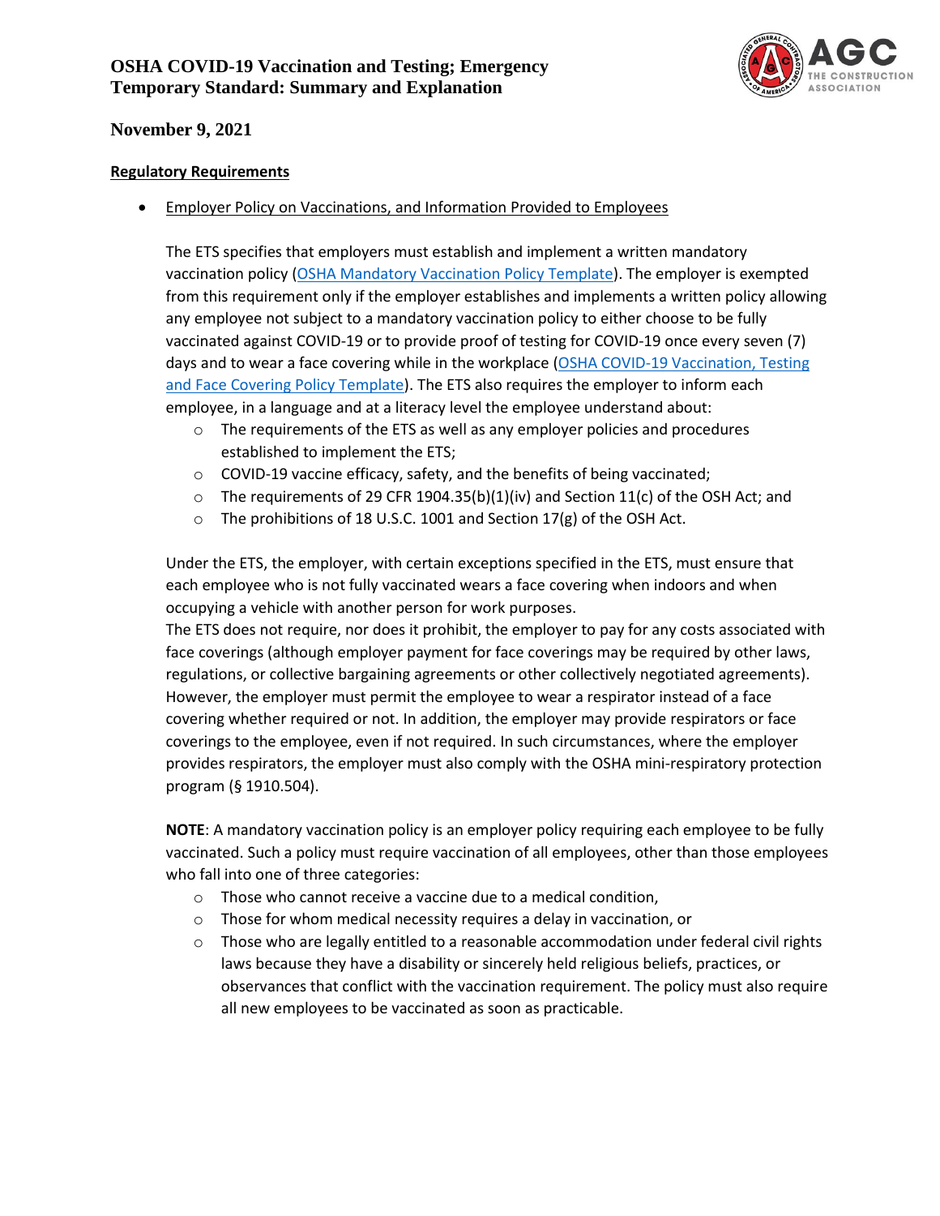**Regulatory Requirements**

- Employer Policy on Vaccinations, and Information Provided to Employees

  The ETS specifies that employers must establish and implement a written mandatory vaccination policy (OSHA Mandatory Vaccination Policy Template). The employer is exempted from this requirement only if the employer establishes and implements a written policy allowing any employee not subject to a mandatory vaccination policy to either choose to be fully vaccinated against COVID-19 or to provide proof of testing for COVID-19 once every seven (7) days and to wear a face covering while in the workplace (OSHA COVID-19 Vaccination, Testing and Face Covering Policy Template). The ETS also requires the employer to inform each employee, in a language and at a literacy level the employee understand about:
  - The requirements of the ETS as well as any employer policies and procedures established to implement the ETS;
  - COVID-19 vaccine efficacy, safety, and the benefits of being vaccinated;
  - The requirements of 29 CFR 1904.35(b)(1)(iv) and Section 11(c) of the OSH Act; and
  - The prohibitions of 18 U.S.C. 1001 and Section 17(g) of the OSH Act.

  Under the ETS, the employer, with certain exceptions specified in the ETS, must ensure that each employee who is not fully vaccinated wears a face covering when indoors and when occupying a vehicle with another person for work purposes.
  The ETS does not require, nor does it prohibit, the employer to pay for any costs associated with face coverings (although employer payment for face coverings may be required by other laws, regulations, or collective bargaining agreements or other collectively negotiated agreements). However, the employer must permit the employee to wear a respirator instead of a face covering whether required or not. In addition, the employer may provide respirators or face coverings to the employee, even if not required. In such circumstances, where the employer provides respirators, the employer must also comply with the OSHA mini-respiratory protection program (§ 1910.504).

  **NOTE**: A mandatory vaccination policy is an employer policy requiring each employee to be fully vaccinated. Such a policy must require vaccination of all employees, other than those employees who fall into one of three categories:
  - Those who cannot receive a vaccine due to a medical condition,
  - Those for whom medical necessity requires a delay in vaccination, or
  - Those who are legally entitled to a reasonable accommodation under federal civil rights laws because they have a disability or sincerely held religious beliefs, practices, or observances that conflict with the vaccination requirement. The policy must also require all new employees to be vaccinated as soon as practicable.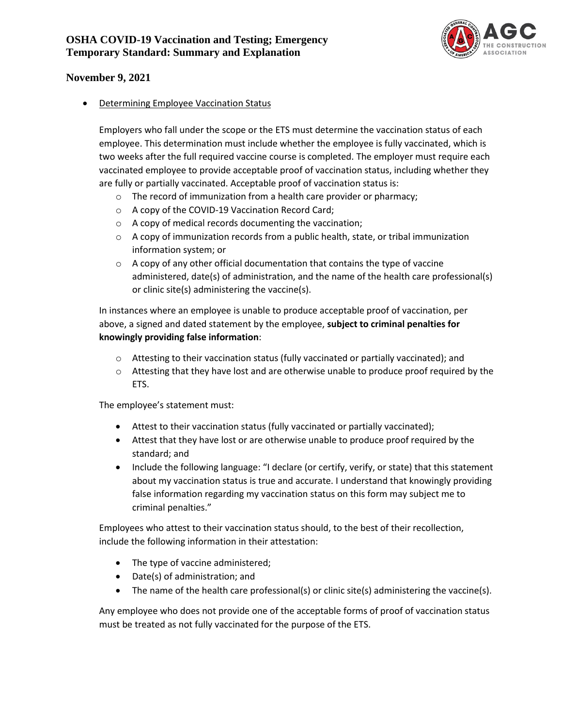- Determining Employee Vaccination Status

  Employers who fall under the scope or the ETS must determine the vaccination status of each employee. This determination must include whether the employee is fully vaccinated, which is two weeks after the full required vaccine course is completed. The employer must require each vaccinated employee to provide acceptable proof of vaccination status, including whether they are fully or partially vaccinated. Acceptable proof of vaccination status is:

  - The record of immunization from a health care provider or pharmacy;
  - A copy of the COVID-19 Vaccination Record Card;
  - A copy of medical records documenting the vaccination;
  - A copy of immunization records from a public health, state, or tribal immunization information system; or
  - A copy of any other official documentation that contains the type of vaccine administered, date(s) of administration, and the name of the health care professional(s) or clinic site(s) administering the vaccine(s).

  In instances where an employee is unable to produce acceptable proof of vaccination, per above, a signed and dated statement by the employee, **subject to criminal penalties for knowingly providing false information**:

  - Attesting to their vaccination status (fully vaccinated or partially vaccinated); and
  - Attesting that they have lost and are otherwise unable to produce proof required by the ETS.

  The employee's statement must:

  - Attest to their vaccination status (fully vaccinated or partially vaccinated);
  - Attest that they have lost or are otherwise unable to produce proof required by the standard; and
  - Include the following language: "I declare (or certify, verify, or state) that this statement about my vaccination status is true and accurate. I understand that knowingly providing false information regarding my vaccination status on this form may subject me to criminal penalties."

  Employees who attest to their vaccination status should, to the best of their recollection, include the following information in their attestation:

  - The type of vaccine administered;
  - Date(s) of administration; and
  - The name of the health care professional(s) or clinic site(s) administering the vaccine(s).

  Any employee who does not provide one of the acceptable forms of proof of vaccination status must be treated as not fully vaccinated for the purpose of the ETS.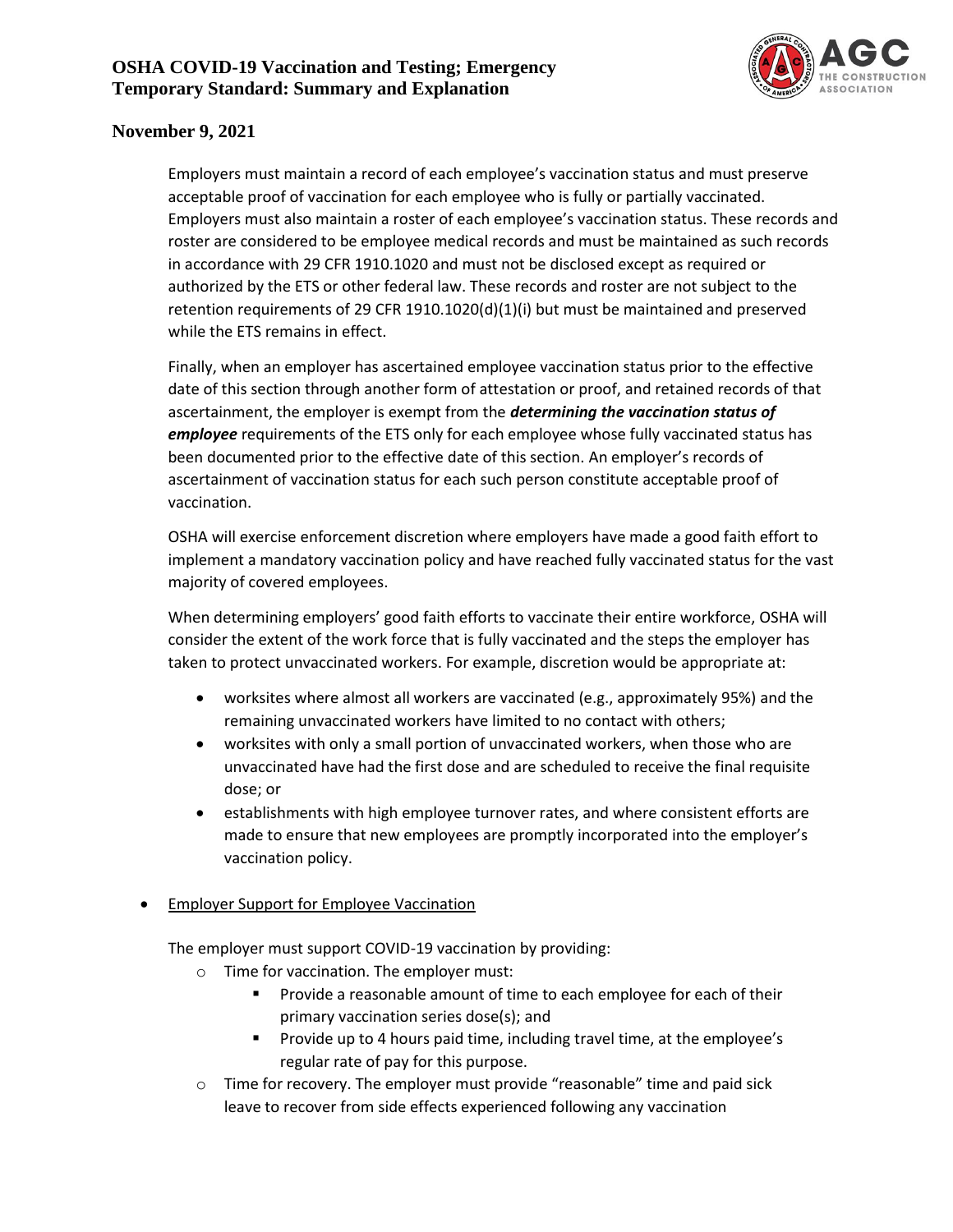Employers must maintain a record of each employee's vaccination status and must preserve acceptable proof of vaccination for each employee who is fully or partially vaccinated. Employers must also maintain a roster of each employee's vaccination status. These records and roster are considered to be employee medical records and must be maintained as such records in accordance with 29 CFR 1910.1020 and must not be disclosed except as required or authorized by the ETS or other federal law. These records and roster are not subject to the retention requirements of 29 CFR 1910.1020(d)(1)(i) but must be maintained and preserved while the ETS remains in effect.

Finally, when an employer has ascertained employee vaccination status prior to the effective date of this section through another form of attestation or proof, and retained records of that ascertainment, the employer is exempt from the ***determining the vaccination status of employee*** requirements of the ETS only for each employee whose fully vaccinated status has been documented prior to the effective date of this section. An employer's records of ascertainment of vaccination status for each such person constitute acceptable proof of vaccination.

OSHA will exercise enforcement discretion where employers have made a good faith effort to implement a mandatory vaccination policy and have reached fully vaccinated status for the vast majority of covered employees.

When determining employers' good faith efforts to vaccinate their entire workforce, OSHA will consider the extent of the work force that is fully vaccinated and the steps the employer has taken to protect unvaccinated workers. For example, discretion would be appropriate at:

- worksites where almost all workers are vaccinated (e.g., approximately 95%) and the remaining unvaccinated workers have limited to no contact with others;
- worksites with only a small portion of unvaccinated workers, when those who are unvaccinated have had the first dose and are scheduled to receive the final requisite dose; or
- establishments with high employee turnover rates, and where consistent efforts are made to ensure that new employees are promptly incorporated into the employer's vaccination policy.

- Employer Support for Employee Vaccination

  The employer must support COVID-19 vaccination by providing:

  - Time for vaccination. The employer must:
    - Provide a reasonable amount of time to each employee for each of their primary vaccination series dose(s); and
    - Provide up to 4 hours paid time, including travel time, at the employee's regular rate of pay for this purpose.
  - Time for recovery. The employer must provide "reasonable" time and paid sick leave to recover from side effects experienced following any vaccination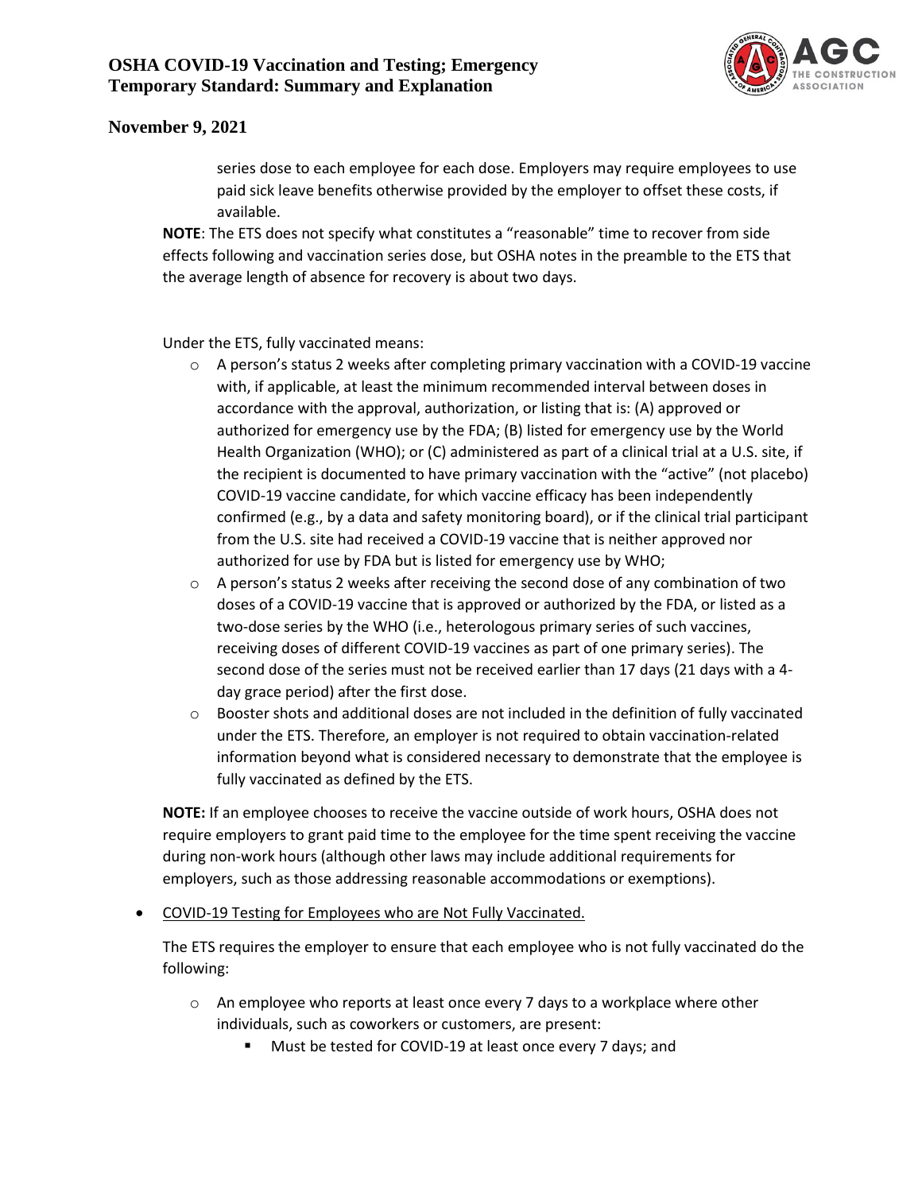series dose to each employee for each dose. Employers may require employees to use paid sick leave benefits otherwise provided by the employer to offset these costs, if available.

**NOTE**: The ETS does not specify what constitutes a "reasonable" time to recover from side effects following and vaccination series dose, but OSHA notes in the preamble to the ETS that the average length of absence for recovery is about two days.

Under the ETS, fully vaccinated means:

- A person's status 2 weeks after completing primary vaccination with a COVID-19 vaccine with, if applicable, at least the minimum recommended interval between doses in accordance with the approval, authorization, or listing that is: (A) approved or authorized for emergency use by the FDA; (B) listed for emergency use by the World Health Organization (WHO); or (C) administered as part of a clinical trial at a U.S. site, if the recipient is documented to have primary vaccination with the "active" (not placebo) COVID-19 vaccine candidate, for which vaccine efficacy has been independently confirmed (e.g., by a data and safety monitoring board), or if the clinical trial participant from the U.S. site had received a COVID-19 vaccine that is neither approved nor authorized for use by FDA but is listed for emergency use by WHO;
- A person's status 2 weeks after receiving the second dose of any combination of two doses of a COVID-19 vaccine that is approved or authorized by the FDA, or listed as a two-dose series by the WHO (i.e., heterologous primary series of such vaccines, receiving doses of different COVID-19 vaccines as part of one primary series). The second dose of the series must not be received earlier than 17 days (21 days with a 4-day grace period) after the first dose.
- Booster shots and additional doses are not included in the definition of fully vaccinated under the ETS. Therefore, an employer is not required to obtain vaccination-related information beyond what is considered necessary to demonstrate that the employee is fully vaccinated as defined by the ETS.

**NOTE:** If an employee chooses to receive the vaccine outside of work hours, OSHA does not require employers to grant paid time to the employee for the time spent receiving the vaccine during non-work hours (although other laws may include additional requirements for employers, such as those addressing reasonable accommodations or exemptions).

- <u>COVID-19 Testing for Employees who are Not Fully Vaccinated.</u>

  The ETS requires the employer to ensure that each employee who is not fully vaccinated do the following:

  - An employee who reports at least once every 7 days to a workplace where other individuals, such as coworkers or customers, are present:
    - Must be tested for COVID-19 at least once every 7 days; and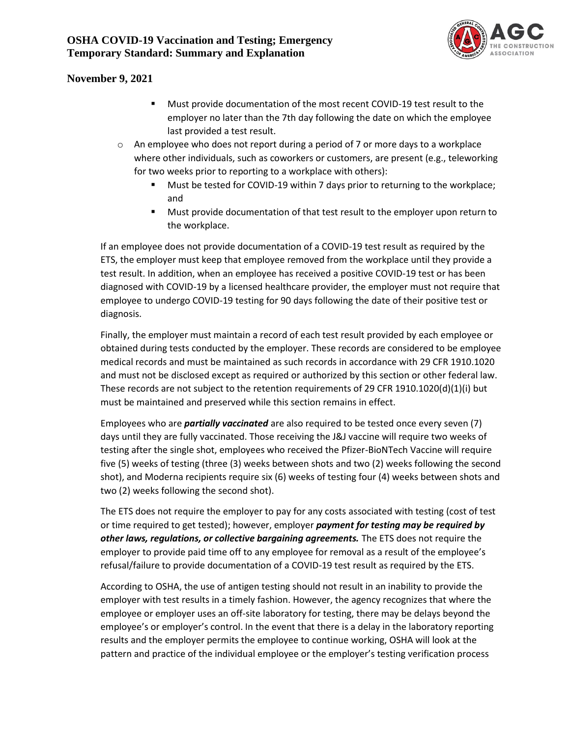- Must provide documentation of the most recent COVID-19 test result to the employer no later than the 7th day following the date on which the employee last provided a test result.
  - An employee who does not report during a period of 7 or more days to a workplace where other individuals, such as coworkers or customers, are present (e.g., teleworking for two weeks prior to reporting to a workplace with others):
    - Must be tested for COVID-19 within 7 days prior to returning to the workplace; and
    - Must provide documentation of that test result to the employer upon return to the workplace.

If an employee does not provide documentation of a COVID-19 test result as required by the ETS, the employer must keep that employee removed from the workplace until they provide a test result. In addition, when an employee has received a positive COVID-19 test or has been diagnosed with COVID-19 by a licensed healthcare provider, the employer must not require that employee to undergo COVID-19 testing for 90 days following the date of their positive test or diagnosis.

Finally, the employer must maintain a record of each test result provided by each employee or obtained during tests conducted by the employer. These records are considered to be employee medical records and must be maintained as such records in accordance with 29 CFR 1910.1020 and must not be disclosed except as required or authorized by this section or other federal law. These records are not subject to the retention requirements of 29 CFR 1910.1020(d)(1)(i) but must be maintained and preserved while this section remains in effect.

Employees who are ***partially vaccinated*** are also required to be tested once every seven (7) days until they are fully vaccinated. Those receiving the J&J vaccine will require two weeks of testing after the single shot, employees who received the Pfizer-BioNTech Vaccine will require five (5) weeks of testing (three (3) weeks between shots and two (2) weeks following the second shot), and Moderna recipients require six (6) weeks of testing four (4) weeks between shots and two (2) weeks following the second shot).

The ETS does not require the employer to pay for any costs associated with testing (cost of test or time required to get tested); however, employer ***payment for testing may be required by other laws, regulations, or collective bargaining agreements.*** The ETS does not require the employer to provide paid time off to any employee for removal as a result of the employee's refusal/failure to provide documentation of a COVID-19 test result as required by the ETS.

According to OSHA, the use of antigen testing should not result in an inability to provide the employer with test results in a timely fashion. However, the agency recognizes that where the employee or employer uses an off-site laboratory for testing, there may be delays beyond the employee's or employer's control. In the event that there is a delay in the laboratory reporting results and the employer permits the employee to continue working, OSHA will look at the pattern and practice of the individual employee or the employer's testing verification process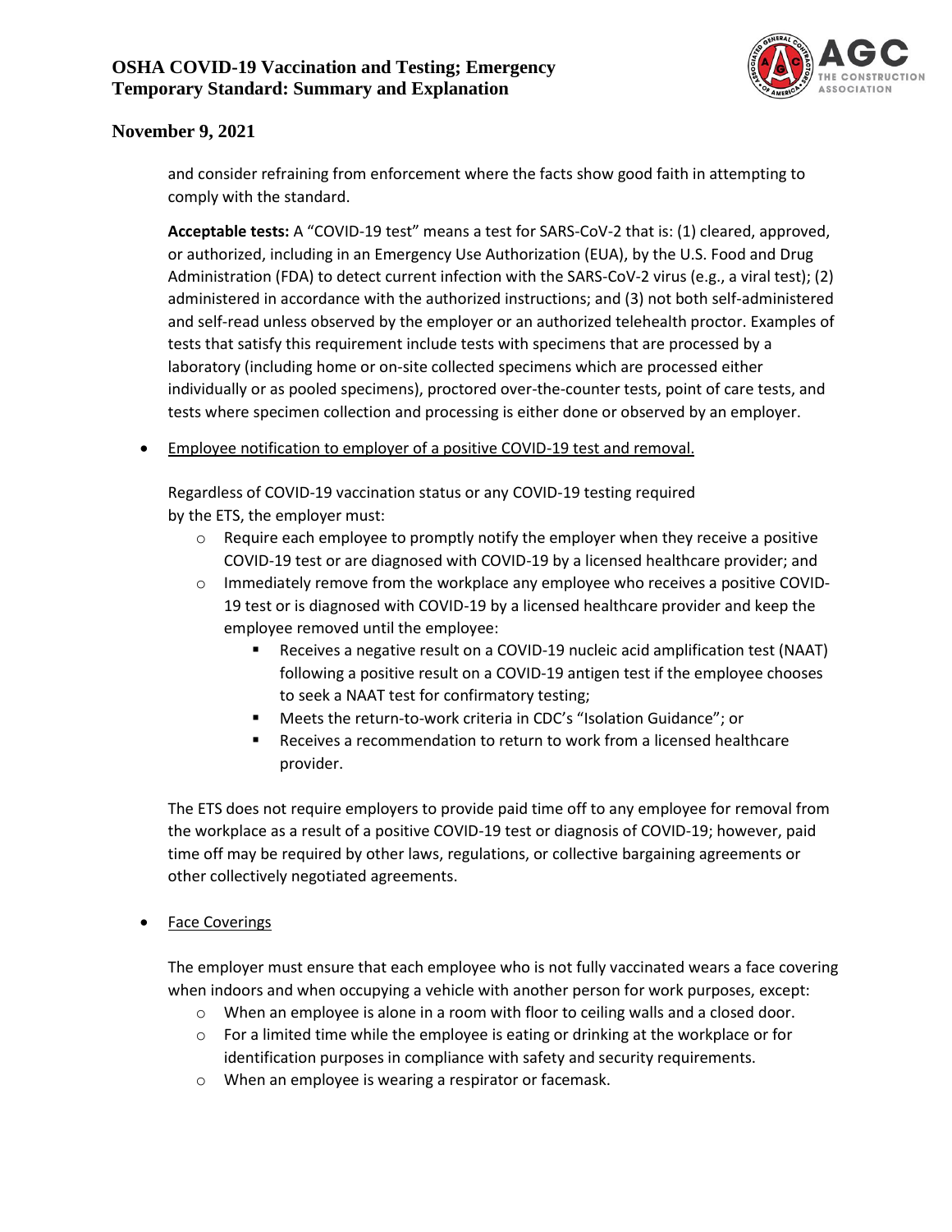and consider refraining from enforcement where the facts show good faith in attempting to comply with the standard.

**Acceptable tests:** A "COVID-19 test" means a test for SARS-CoV-2 that is: (1) cleared, approved, or authorized, including in an Emergency Use Authorization (EUA), by the U.S. Food and Drug Administration (FDA) to detect current infection with the SARS-CoV-2 virus (e.g., a viral test); (2) administered in accordance with the authorized instructions; and (3) not both self-administered and self-read unless observed by the employer or an authorized telehealth proctor. Examples of tests that satisfy this requirement include tests with specimens that are processed by a laboratory (including home or on-site collected specimens which are processed either individually or as pooled specimens), proctored over-the-counter tests, point of care tests, and tests where specimen collection and processing is either done or observed by an employer.

- Employee notification to employer of a positive COVID-19 test and removal.

  Regardless of COVID-19 vaccination status or any COVID-19 testing required by the ETS, the employer must:

  - Require each employee to promptly notify the employer when they receive a positive COVID-19 test or are diagnosed with COVID-19 by a licensed healthcare provider; and
  - Immediately remove from the workplace any employee who receives a positive COVID-19 test or is diagnosed with COVID-19 by a licensed healthcare provider and keep the employee removed until the employee:
    - Receives a negative result on a COVID-19 nucleic acid amplification test (NAAT) following a positive result on a COVID-19 antigen test if the employee chooses to seek a NAAT test for confirmatory testing;
    - Meets the return-to-work criteria in CDC's "Isolation Guidance"; or
    - Receives a recommendation to return to work from a licensed healthcare provider.

  The ETS does not require employers to provide paid time off to any employee for removal from the workplace as a result of a positive COVID-19 test or diagnosis of COVID-19; however, paid time off may be required by other laws, regulations, or collective bargaining agreements or other collectively negotiated agreements.

- Face Coverings

  The employer must ensure that each employee who is not fully vaccinated wears a face covering when indoors and when occupying a vehicle with another person for work purposes, except:

  - When an employee is alone in a room with floor to ceiling walls and a closed door.
  - For a limited time while the employee is eating or drinking at the workplace or for identification purposes in compliance with safety and security requirements.
  - When an employee is wearing a respirator or facemask.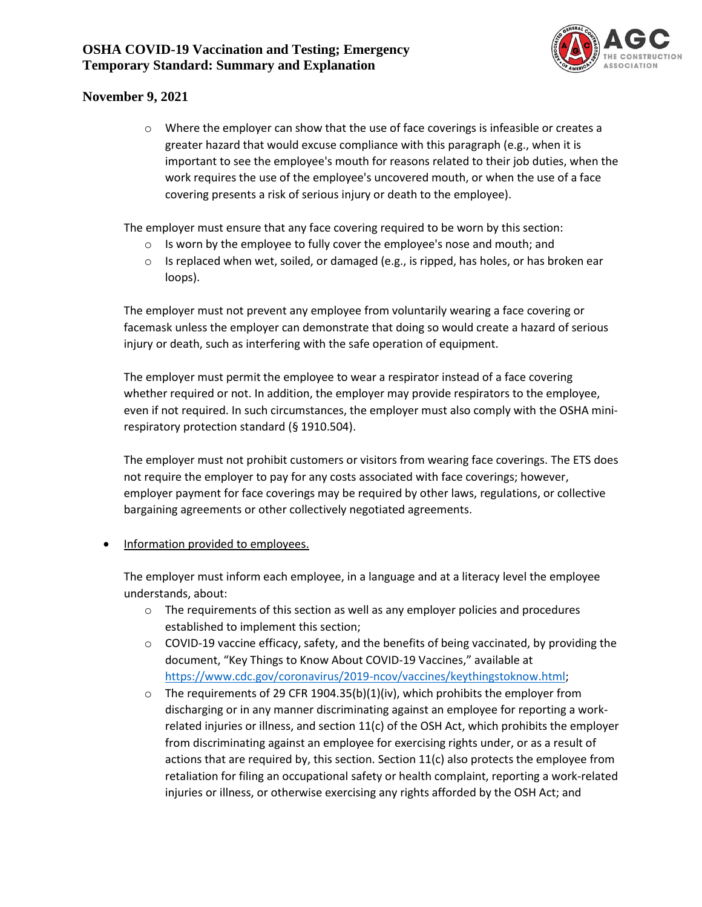- Where the employer can show that the use of face coverings is infeasible or creates a greater hazard that would excuse compliance with this paragraph (e.g., when it is important to see the employee's mouth for reasons related to their job duties, when the work requires the use of the employee's uncovered mouth, or when the use of a face covering presents a risk of serious injury or death to the employee).

The employer must ensure that any face covering required to be worn by this section:

- Is worn by the employee to fully cover the employee's nose and mouth; and
- Is replaced when wet, soiled, or damaged (e.g., is ripped, has holes, or has broken ear loops).

The employer must not prevent any employee from voluntarily wearing a face covering or facemask unless the employer can demonstrate that doing so would create a hazard of serious injury or death, such as interfering with the safe operation of equipment.

The employer must permit the employee to wear a respirator instead of a face covering whether required or not. In addition, the employer may provide respirators to the employee, even if not required. In such circumstances, the employer must also comply with the OSHA mini-respiratory protection standard (§ 1910.504).

The employer must not prohibit customers or visitors from wearing face coverings. The ETS does not require the employer to pay for any costs associated with face coverings; however, employer payment for face coverings may be required by other laws, regulations, or collective bargaining agreements or other collectively negotiated agreements.

- Information provided to employees.

  The employer must inform each employee, in a language and at a literacy level the employee understands, about:

  - The requirements of this section as well as any employer policies and procedures established to implement this section;
  - COVID-19 vaccine efficacy, safety, and the benefits of being vaccinated, by providing the document, "Key Things to Know About COVID-19 Vaccines," available at [https://www.cdc.gov/coronavirus/2019-ncov/vaccines/keythingstoknow.html](https://www.cdc.gov/coronavirus/2019-ncov/vaccines/keythingstoknow.html);
  - The requirements of 29 CFR 1904.35(b)(1)(iv), which prohibits the employer from discharging or in any manner discriminating against an employee for reporting a work-related injuries or illness, and section 11(c) of the OSH Act, which prohibits the employer from discriminating against an employee for exercising rights under, or as a result of actions that are required by, this section. Section 11(c) also protects the employee from retaliation for filing an occupational safety or health complaint, reporting a work-related injuries or illness, or otherwise exercising any rights afforded by the OSH Act; and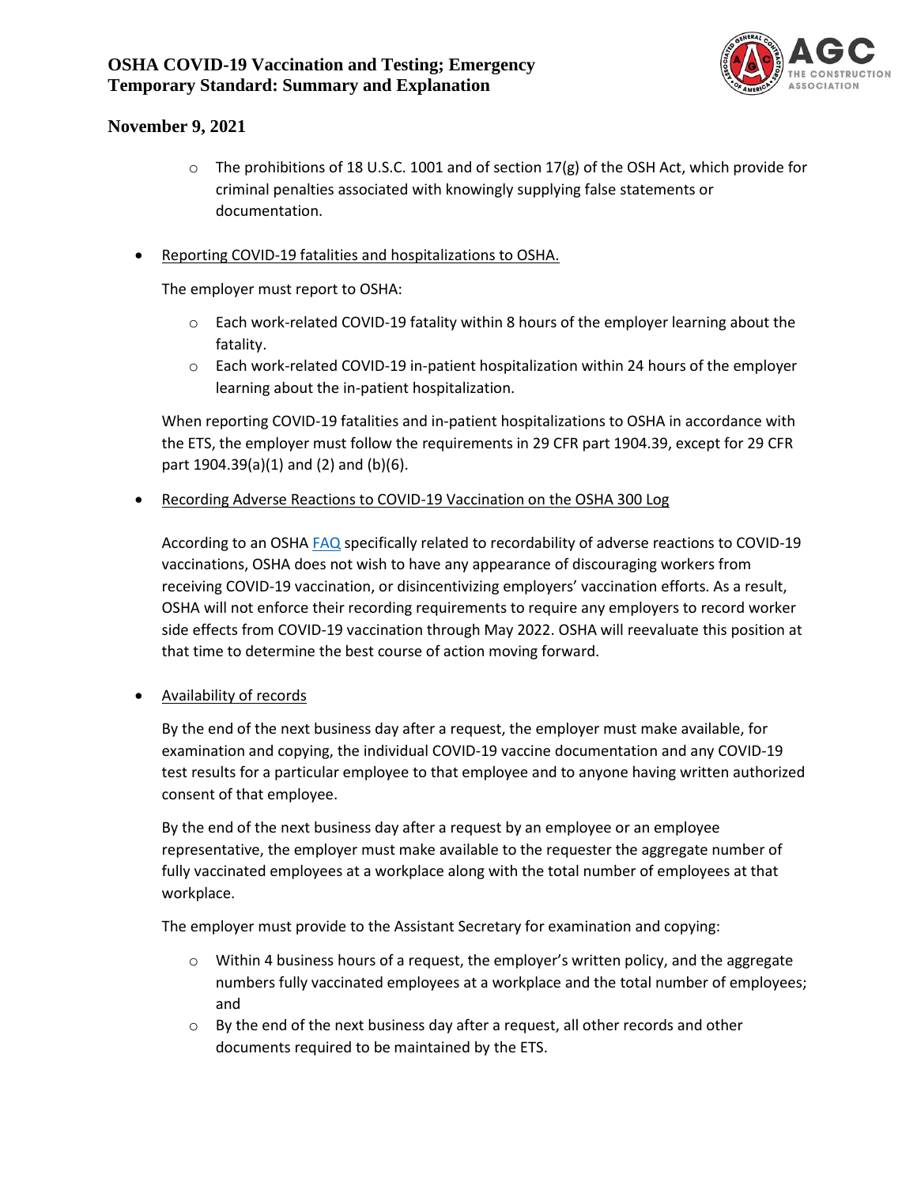- The prohibitions of 18 U.S.C. 1001 and of section 17(g) of the OSH Act, which provide for criminal penalties associated with knowingly supplying false statements or documentation.

- Reporting COVID-19 fatalities and hospitalizations to OSHA.

  The employer must report to OSHA:

  - Each work-related COVID-19 fatality within 8 hours of the employer learning about the fatality.
  - Each work-related COVID-19 in-patient hospitalization within 24 hours of the employer learning about the in-patient hospitalization.

  When reporting COVID-19 fatalities and in-patient hospitalizations to OSHA in accordance with the ETS, the employer must follow the requirements in 29 CFR part 1904.39, except for 29 CFR part 1904.39(a)(1) and (2) and (b)(6).

- Recording Adverse Reactions to COVID-19 Vaccination on the OSHA 300 Log

  According to an OSHA FAQ specifically related to recordability of adverse reactions to COVID-19 vaccinations, OSHA does not wish to have any appearance of discouraging workers from receiving COVID-19 vaccination, or disincentivizing employers' vaccination efforts. As a result, OSHA will not enforce their recording requirements to require any employers to record worker side effects from COVID-19 vaccination through May 2022. OSHA will reevaluate this position at that time to determine the best course of action moving forward.

- Availability of records

  By the end of the next business day after a request, the employer must make available, for examination and copying, the individual COVID-19 vaccine documentation and any COVID-19 test results for a particular employee to that employee and to anyone having written authorized consent of that employee.

  By the end of the next business day after a request by an employee or an employee representative, the employer must make available to the requester the aggregate number of fully vaccinated employees at a workplace along with the total number of employees at that workplace.

  The employer must provide to the Assistant Secretary for examination and copying:

  - Within 4 business hours of a request, the employer's written policy, and the aggregate numbers fully vaccinated employees at a workplace and the total number of employees; and
  - By the end of the next business day after a request, all other records and other documents required to be maintained by the ETS.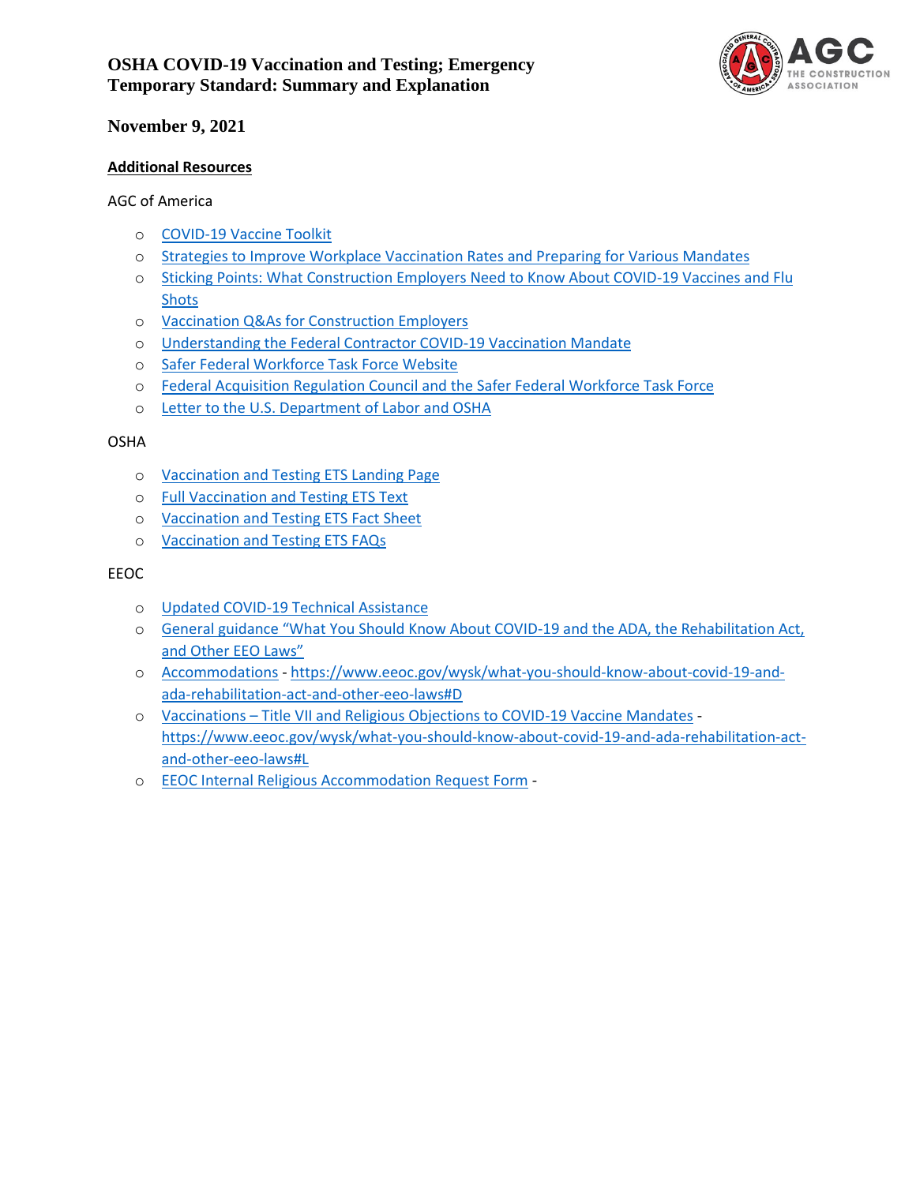**OSHA COVID-19 Vaccination and Testing; Emergency Temporary Standard: Summary and Explanation**

**November 9, 2021**

**Additional Resources**

AGC of America

- COVID-19 Vaccine Toolkit
- Strategies to Improve Workplace Vaccination Rates and Preparing for Various Mandates
- Sticking Points: What Construction Employers Need to Know About COVID-19 Vaccines and Flu Shots
- Vaccination Q&As for Construction Employers
- Understanding the Federal Contractor COVID-19 Vaccination Mandate
- Safer Federal Workforce Task Force Website
- Federal Acquisition Regulation Council and the Safer Federal Workforce Task Force
- Letter to the U.S. Department of Labor and OSHA

OSHA

- Vaccination and Testing ETS Landing Page
- Full Vaccination and Testing ETS Text
- Vaccination and Testing ETS Fact Sheet
- Vaccination and Testing ETS FAQs

EEOC

- Updated COVID-19 Technical Assistance
- General guidance "What You Should Know About COVID-19 and the ADA, the Rehabilitation Act, and Other EEO Laws"
- Accommodations - https://www.eeoc.gov/wysk/what-you-should-know-about-covid-19-and-ada-rehabilitation-act-and-other-eeo-laws#D
- Vaccinations – Title VII and Religious Objections to COVID-19 Vaccine Mandates - https://www.eeoc.gov/wysk/what-you-should-know-about-covid-19-and-ada-rehabilitation-act-and-other-eeo-laws#L
- EEOC Internal Religious Accommodation Request Form -